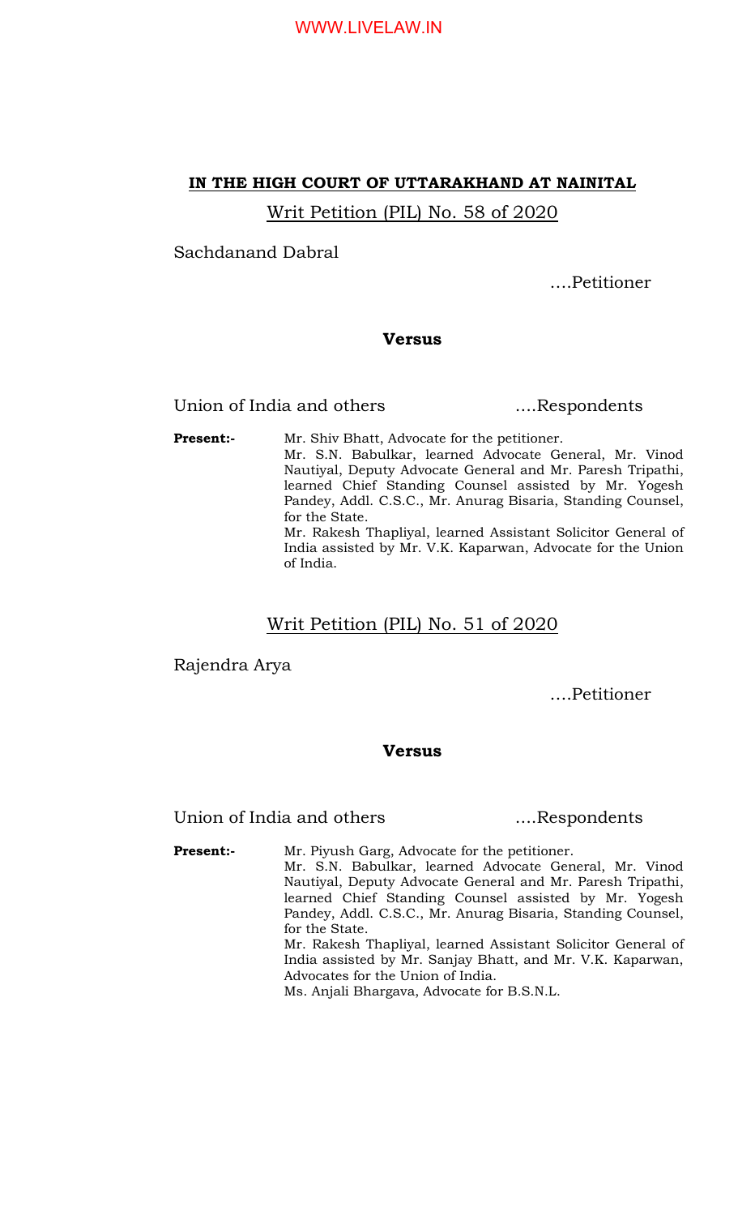**IN THE HIGH COURT OF UTTARAKHAND AT NAINITAL**

Writ Petition (PIL) No. 58 of 2020

Sachdanand Dabral

....Petitioner

**Versus**

Union of India and others ....Respondents

**Present:-** Mr. Shiv Bhatt, Advocate for the petitioner.
Mr. S.N. Babulkar, learned Advocate General, Mr. Vinod Nautiyal, Deputy Advocate General and Mr. Paresh Tripathi, learned Chief Standing Counsel assisted by Mr. Yogesh Pandey, Addl. C.S.C., Mr. Anurag Bisaria, Standing Counsel, for the State.
Mr. Rakesh Thapliyal, learned Assistant Solicitor General of India assisted by Mr. V.K. Kaparwan, Advocate for the Union of India.

Writ Petition (PIL) No. 51 of 2020

Rajendra Arya

....Petitioner

**Versus**

Union of India and others ....Respondents

**Present:-** Mr. Piyush Garg, Advocate for the petitioner.
Mr. S.N. Babulkar, learned Advocate General, Mr. Vinod Nautiyal, Deputy Advocate General and Mr. Paresh Tripathi, learned Chief Standing Counsel assisted by Mr. Yogesh Pandey, Addl. C.S.C., Mr. Anurag Bisaria, Standing Counsel, for the State.
Mr. Rakesh Thapliyal, learned Assistant Solicitor General of India assisted by Mr. Sanjay Bhatt, and Mr. V.K. Kaparwan, Advocates for the Union of India.
Ms. Anjali Bhargava, Advocate for B.S.N.L.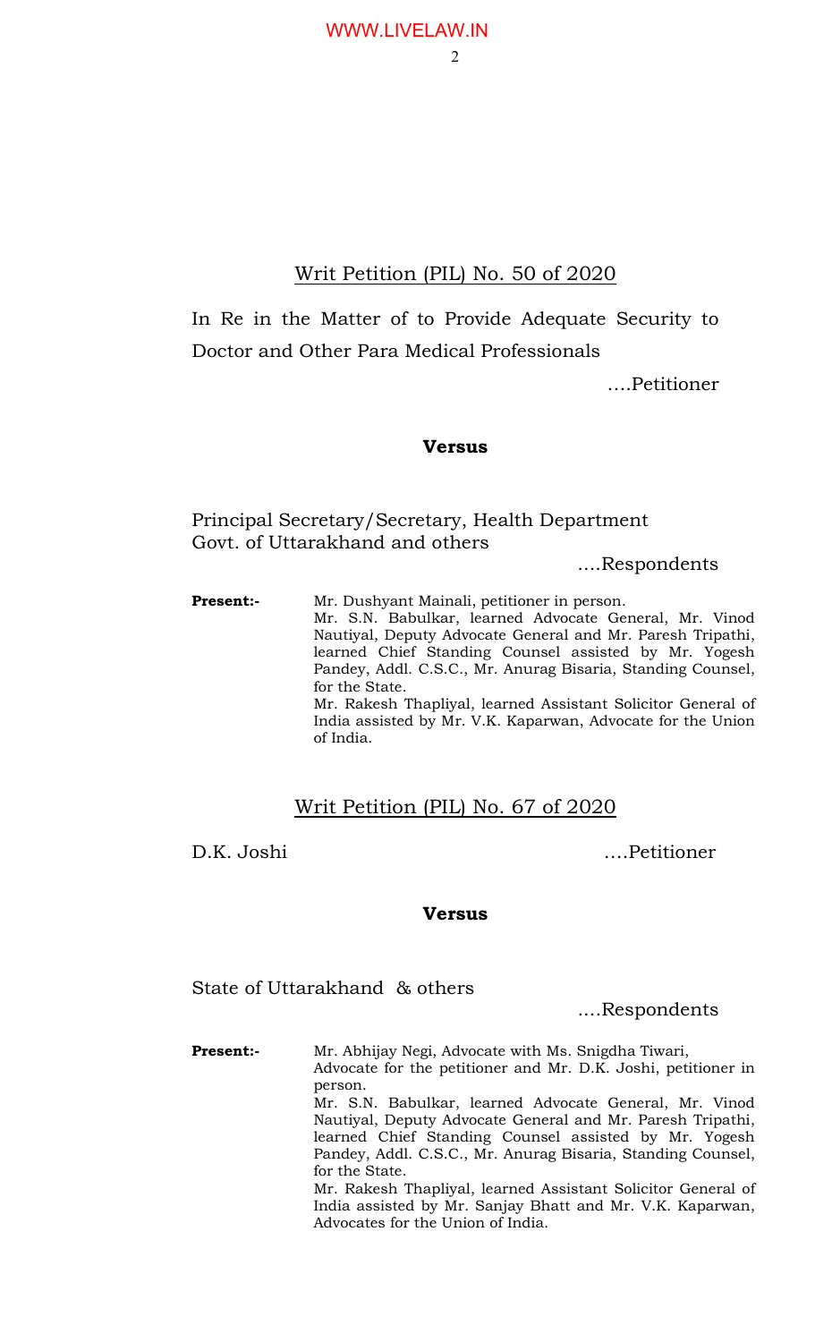Writ Petition (PIL) No. 50 of 2020

In Re in the Matter of to Provide Adequate Security to Doctor and Other Para Medical Professionals

....Petitioner

**Versus**

Principal Secretary/Secretary, Health Department Govt. of Uttarakhand and others

....Respondents

**Present:-** Mr. Dushyant Mainali, petitioner in person.
Mr. S.N. Babulkar, learned Advocate General, Mr. Vinod Nautiyal, Deputy Advocate General and Mr. Paresh Tripathi, learned Chief Standing Counsel assisted by Mr. Yogesh Pandey, Addl. C.S.C., Mr. Anurag Bisaria, Standing Counsel, for the State.
Mr. Rakesh Thapliyal, learned Assistant Solicitor General of India assisted by Mr. V.K. Kaparwan, Advocate for the Union of India.

Writ Petition (PIL) No. 67 of 2020

D.K. Joshi ....Petitioner

**Versus**

State of Uttarakhand & others

....Respondents

**Present:-** Mr. Abhijay Negi, Advocate with Ms. Snigdha Tiwari, Advocate for the petitioner and Mr. D.K. Joshi, petitioner in person.
Mr. S.N. Babulkar, learned Advocate General, Mr. Vinod Nautiyal, Deputy Advocate General and Mr. Paresh Tripathi, learned Chief Standing Counsel assisted by Mr. Yogesh Pandey, Addl. C.S.C., Mr. Anurag Bisaria, Standing Counsel, for the State.
Mr. Rakesh Thapliyal, learned Assistant Solicitor General of India assisted by Mr. Sanjay Bhatt and Mr. V.K. Kaparwan, Advocates for the Union of India.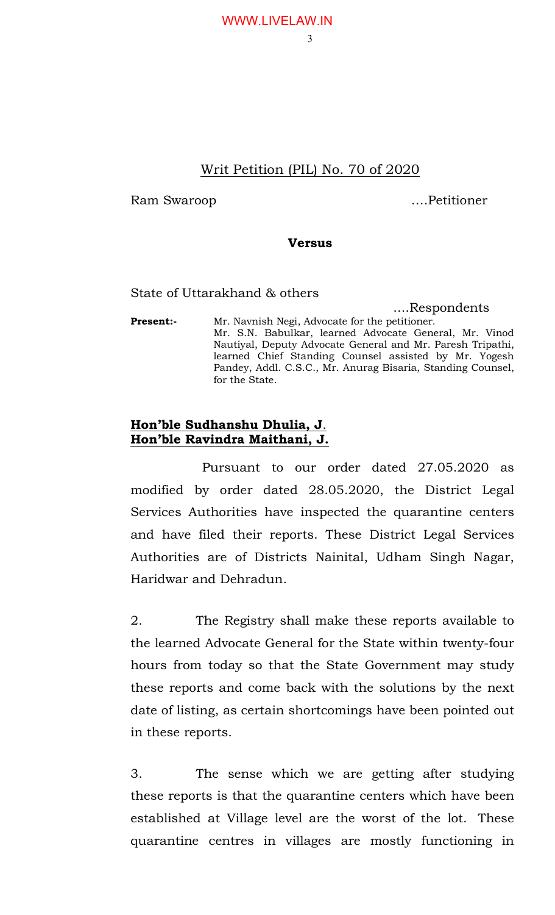Writ Petition (PIL) No. 70 of 2020

Ram Swaroop ….Petitioner

**Versus**

State of Uttarakhand & others ….Respondents

**Present:-** Mr. Navnish Negi, Advocate for the petitioner.
Mr. S.N. Babulkar, learned Advocate General, Mr. Vinod Nautiyal, Deputy Advocate General and Mr. Paresh Tripathi, learned Chief Standing Counsel assisted by Mr. Yogesh Pandey, Addl. C.S.C., Mr. Anurag Bisaria, Standing Counsel, for the State.

**Hon'ble Sudhanshu Dhulia, J.**
**Hon'ble Ravindra Maithani, J.**

Pursuant to our order dated 27.05.2020 as modified by order dated 28.05.2020, the District Legal Services Authorities have inspected the quarantine centers and have filed their reports. These District Legal Services Authorities are of Districts Nainital, Udham Singh Nagar, Haridwar and Dehradun.

2. The Registry shall make these reports available to the learned Advocate General for the State within twenty-four hours from today so that the State Government may study these reports and come back with the solutions by the next date of listing, as certain shortcomings have been pointed out in these reports.

3. The sense which we are getting after studying these reports is that the quarantine centers which have been established at Village level are the worst of the lot. These quarantine centres in villages are mostly functioning in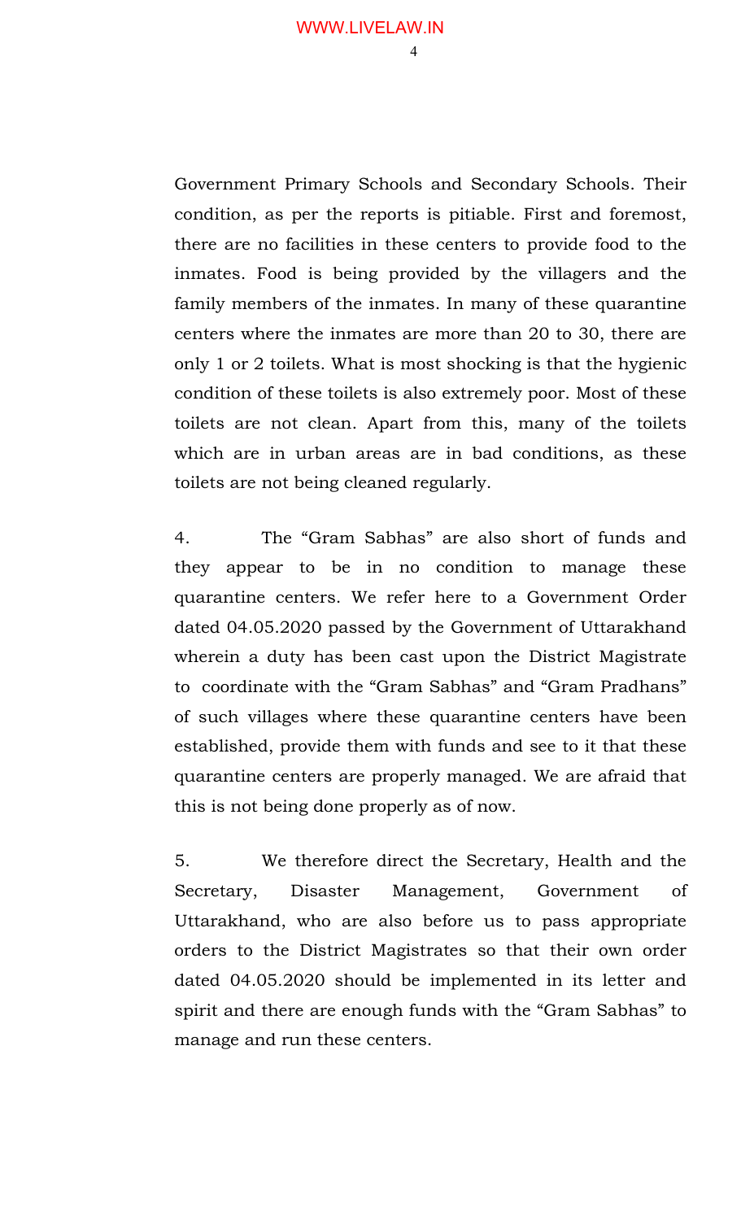Government Primary Schools and Secondary Schools. Their condition, as per the reports is pitiable. First and foremost, there are no facilities in these centers to provide food to the inmates. Food is being provided by the villagers and the family members of the inmates. In many of these quarantine centers where the inmates are more than 20 to 30, there are only 1 or 2 toilets. What is most shocking is that the hygienic condition of these toilets is also extremely poor. Most of these toilets are not clean. Apart from this, many of the toilets which are in urban areas are in bad conditions, as these toilets are not being cleaned regularly.

4. The "Gram Sabhas" are also short of funds and they appear to be in no condition to manage these quarantine centers. We refer here to a Government Order dated 04.05.2020 passed by the Government of Uttarakhand wherein a duty has been cast upon the District Magistrate to coordinate with the "Gram Sabhas" and "Gram Pradhans" of such villages where these quarantine centers have been established, provide them with funds and see to it that these quarantine centers are properly managed. We are afraid that this is not being done properly as of now.

5. We therefore direct the Secretary, Health and the Secretary, Disaster Management, Government of Uttarakhand, who are also before us to pass appropriate orders to the District Magistrates so that their own order dated 04.05.2020 should be implemented in its letter and spirit and there are enough funds with the "Gram Sabhas" to manage and run these centers.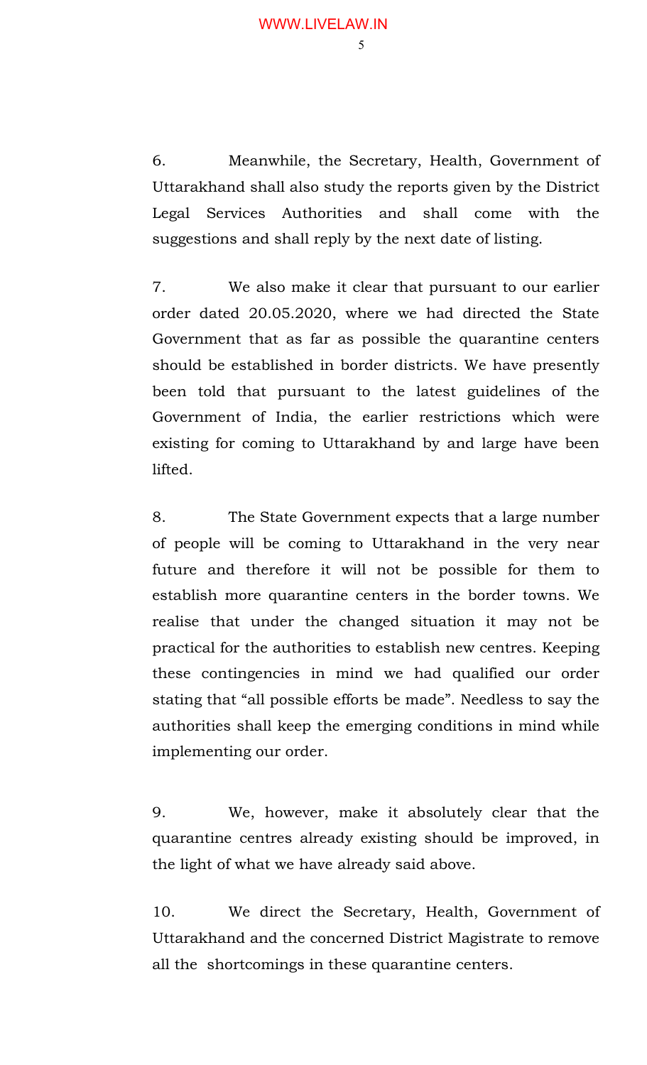6. Meanwhile, the Secretary, Health, Government of Uttarakhand shall also study the reports given by the District Legal Services Authorities and shall come with the suggestions and shall reply by the next date of listing.

7. We also make it clear that pursuant to our earlier order dated 20.05.2020, where we had directed the State Government that as far as possible the quarantine centers should be established in border districts. We have presently been told that pursuant to the latest guidelines of the Government of India, the earlier restrictions which were existing for coming to Uttarakhand by and large have been lifted.

8. The State Government expects that a large number of people will be coming to Uttarakhand in the very near future and therefore it will not be possible for them to establish more quarantine centers in the border towns. We realise that under the changed situation it may not be practical for the authorities to establish new centres. Keeping these contingencies in mind we had qualified our order stating that "all possible efforts be made". Needless to say the authorities shall keep the emerging conditions in mind while implementing our order.

9. We, however, make it absolutely clear that the quarantine centres already existing should be improved, in the light of what we have already said above.

10. We direct the Secretary, Health, Government of Uttarakhand and the concerned District Magistrate to remove all the shortcomings in these quarantine centers.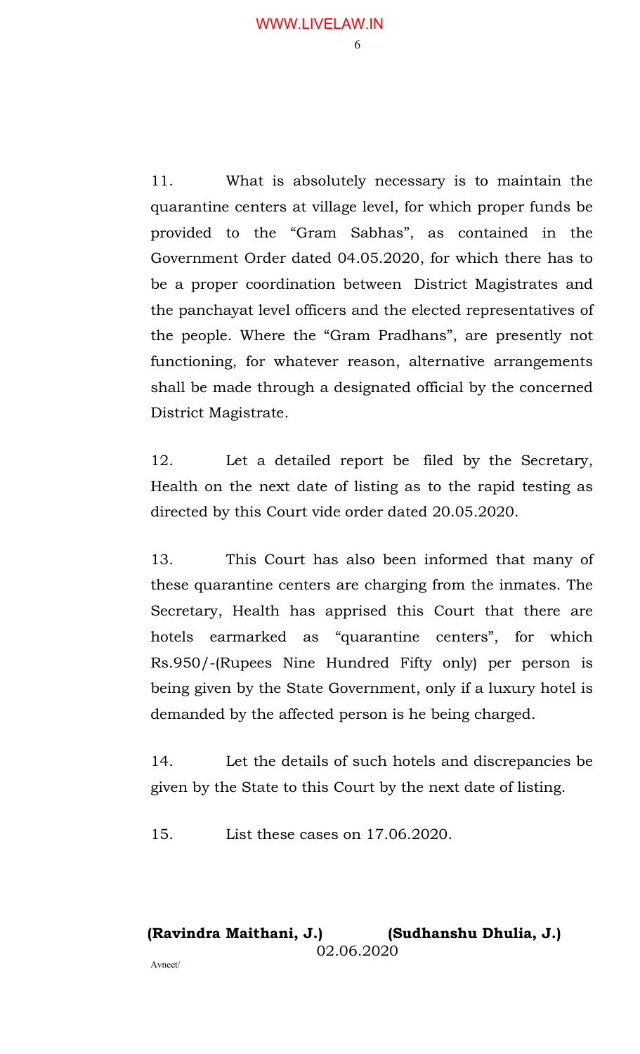11. What is absolutely necessary is to maintain the quarantine centers at village level, for which proper funds be provided to the "Gram Sabhas", as contained in the Government Order dated 04.05.2020, for which there has to be a proper coordination between District Magistrates and the panchayat level officers and the elected representatives of the people. Where the "Gram Pradhans", are presently not functioning, for whatever reason, alternative arrangements shall be made through a designated official by the concerned District Magistrate.

12. Let a detailed report be filed by the Secretary, Health on the next date of listing as to the rapid testing as directed by this Court vide order dated 20.05.2020.

13. This Court has also been informed that many of these quarantine centers are charging from the inmates. The Secretary, Health has apprised this Court that there are hotels earmarked as "quarantine centers", for which Rs.950/-(Rupees Nine Hundred Fifty only) per person is being given by the State Government, only if a luxury hotel is demanded by the affected person is he being charged.

14. Let the details of such hotels and discrepancies be given by the State to this Court by the next date of listing.

15. List these cases on 17.06.2020.

**(Ravindra Maithani, J.)** **(Sudhanshu Dhulia, J.)**

02.06.2020

Avneet/